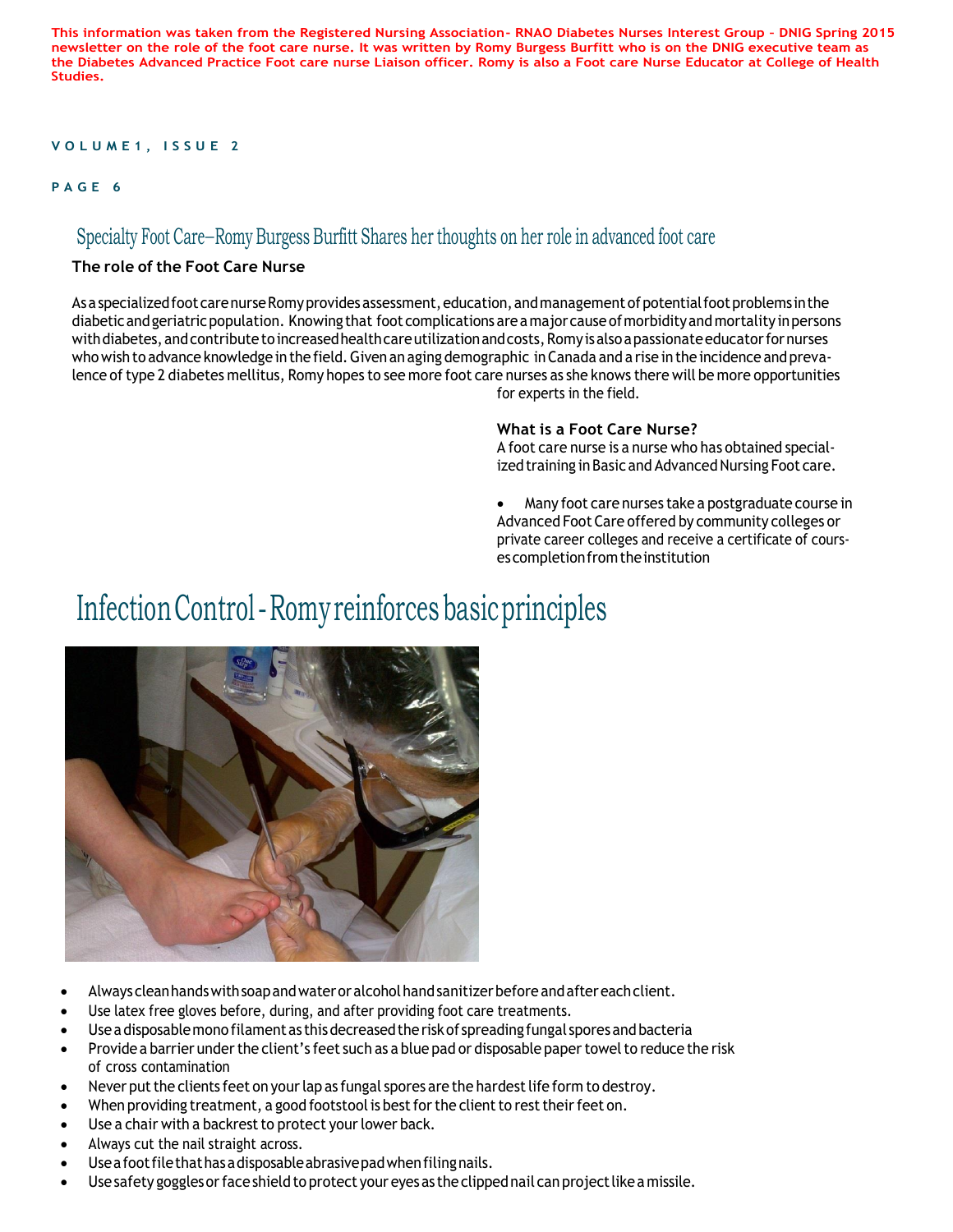This information was taken from the Registered Nursing Association- RNAO Diabetes Nurses Interest Group - DNIG Spring 2015 newsletter on the role of the foot care nurse. It was written by Romy Burgess Burfitt who is on the DNIG executive team as the Diabetes Advanced Practice Foot care nurse Liaison officer. Romy is also a Foot care Nurse Educator at College of Health Studies.

## Specialty Foot Care–Romy Burgess Burfitt Shares her thoughts on her role in advanced foot care

### The role of the Foot Care Nurse

As a specialized foot care nurse Romy provides assessment, education, and management of potential foot problems in the diabetic and geriatric population. Knowing that foot complications are a major cause of morbidity and mortality in persons with diabetes, and contribute to increased health care utilization and costs, Romy is also a passionate educator for nurses who wish to advance knowledge in the field. Given an aging demographic in Canada and a rise in the incidence and prevalence of type 2 diabetes mellitus, Romy hopes to see more foot care nurses as she knows there will be more opportunities for experts in the field.

### What is a Foot Care Nurse?

A foot care nurse is a nurse who has obtained specialized training in Basic and Advanced Nursing Foot care.

- Many foot care nurses take a postgraduate course in Advanced Foot Care offered by community colleges or private career colleges and receive a certificate of courses completion from the institution

## Infection Control - Romy reinforces basic principles

- Always clean hands with soap and water or alcohol hand sanitizer before and after each client.
- Use latex free gloves before, during, and after providing foot care treatments.
- Use a disposable mono filament as this decreased the risk of spreading fungal spores and bacteria
- Provide a barrier under the client's feet such as a blue pad or disposable paper towel to reduce the risk of cross contamination
- Never put the clients feet on your lap as fungal spores are the hardest life form to destroy.
- When providing treatment, a good footstool is best for the client to rest their feet on.
- Use a chair with a backrest to protect your lower back.
- Always cut the nail straight across.
- Use a foot file that has a disposable abrasive pad when filing nails.
- Use safety goggles or face shield to protect your eyes as the clipped nail can project like a missile.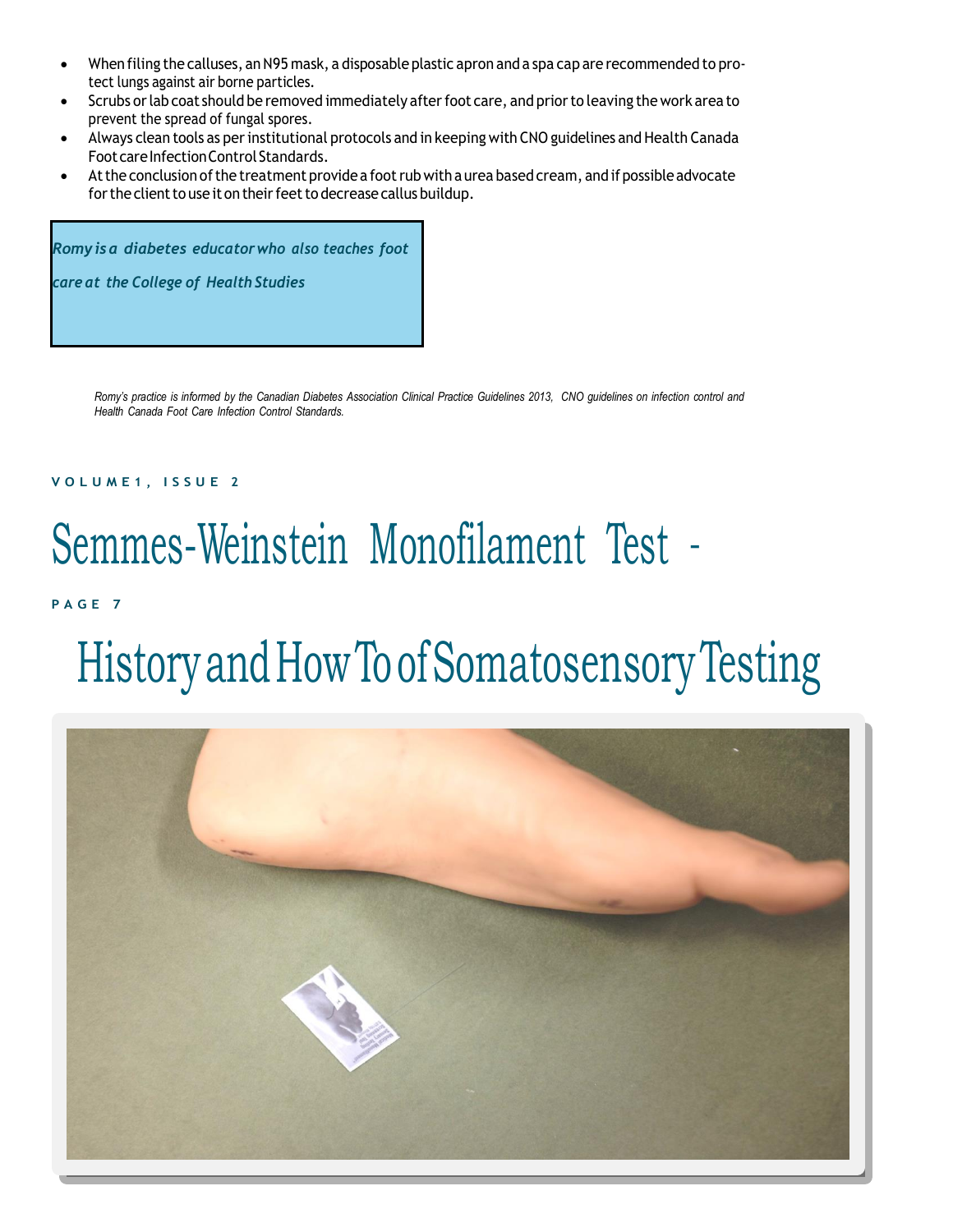- When filing the calluses, an N95 mask, a disposable plastic apron and a spa cap are recommended to protect lungs against air borne particles.
- Scrubs or lab coat should be removed immediately after foot care, and prior to leaving the work area to prevent the spread of fungal spores.
- Always clean tools as per institutional protocols and in keeping with CNO guidelines and Health Canada Foot care Infection Control Standards.
- At the conclusion of the treatment provide a foot rub with a urea based cream, and if possible advocate for the client to use it on their feet to decrease callus buildup.

***Romy is a diabetes educator who also teaches foot care at the College of Health Studies***

*Romy's practice is informed by the Canadian Diabetes Association Clinical Practice Guidelines 2013, CNO guidelines on infection control and Health Canada Foot Care Infection Control Standards.*

# Semmes-Weinstein Monofilament Test - History and How To of Somatosensory Testing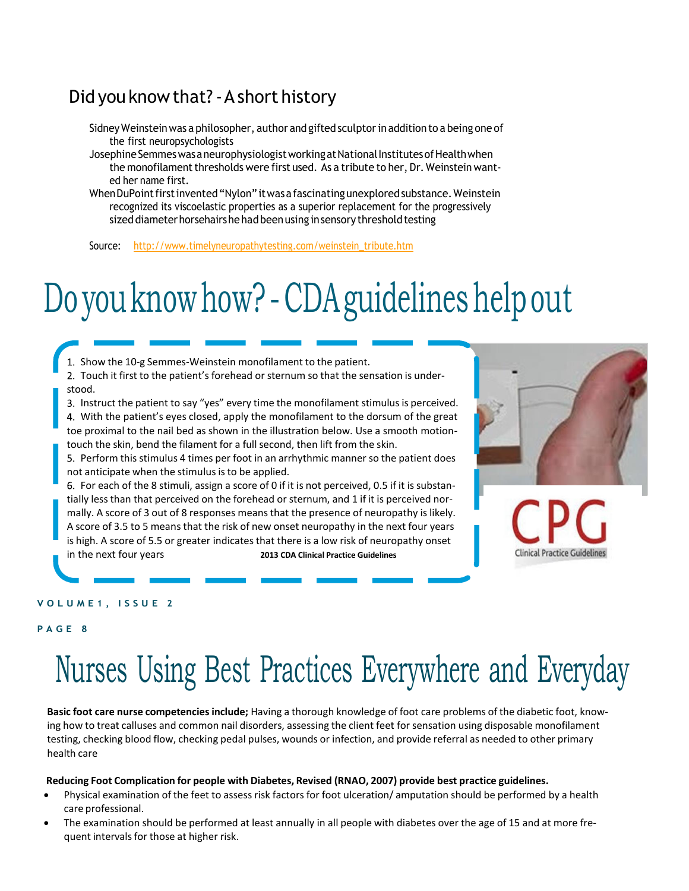## Did you know that? - A short history

Sidney Weinstein was a philosopher, author and gifted sculptor in addition to a being one of the first neuropsychologists

Josephine Semmes was a neurophysiologist working at National Institutes of Health when the monofilament thresholds were first used. As a tribute to her, Dr. Weinstein wanted her name first.

When DuPoint first invented "Nylon" it was a fascinating unexplored substance. Weinstein recognized its viscoelastic properties as a superior replacement for the progressively sized diameter horsehairs he had been using in sensory threshold testing

Source: http://www.timelyneuropathytesting.com/weinstein_tribute.htm

# Do you know how? - CDA guidelines help out

1. Show the 10-g Semmes-Weinstein monofilament to the patient.
2. Touch it first to the patient's forehead or sternum so that the sensation is understood.
3. Instruct the patient to say "yes" every time the monofilament stimulus is perceived.
4. With the patient's eyes closed, apply the monofilament to the dorsum of the great toe proximal to the nail bed as shown in the illustration below. Use a smooth motion-touch the skin, bend the filament for a full second, then lift from the skin.
5. Perform this stimulus 4 times per foot in an arrhythmic manner so the patient does not anticipate when the stimulus is to be applied.
6. For each of the 8 stimuli, assign a score of 0 if it is not perceived, 0.5 if it is substantially less than that perceived on the forehead or sternum, and 1 if it is perceived normally. A score of 3 out of 8 responses means that the presence of neuropathy is likely. A score of 3.5 to 5 means that the risk of new onset neuropathy in the next four years is high. A score of 5.5 or greater indicates that there is a low risk of neuropathy onset in the next four years **2013 CDA Clinical Practice Guidelines**

CPG Clinical Practice Guidelines

# Nurses Using Best Practices Everywhere and Everyday

**Basic foot care nurse competencies include;** Having a thorough knowledge of foot care problems of the diabetic foot, knowing how to treat calluses and common nail disorders, assessing the client feet for sensation using disposable monofilament testing, checking blood flow, checking pedal pulses, wounds or infection, and provide referral as needed to other primary health care

**Reducing Foot Complication for people with Diabetes, Revised (RNAO, 2007) provide best practice guidelines.**

- Physical examination of the feet to assess risk factors for foot ulceration/ amputation should be performed by a health care professional.
- The examination should be performed at least annually in all people with diabetes over the age of 15 and at more frequent intervals for those at higher risk.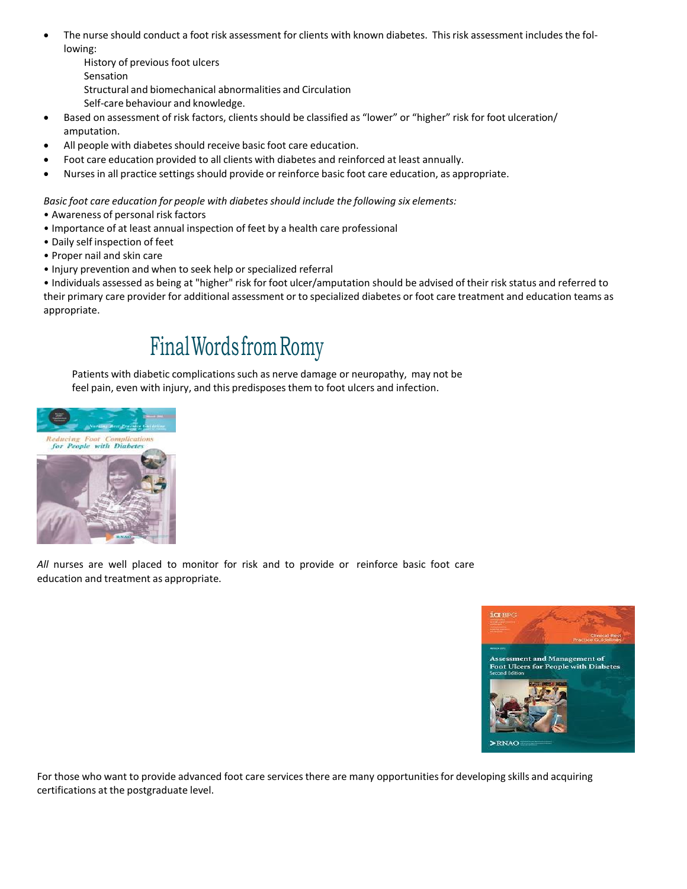- The nurse should conduct a foot risk assessment for clients with known diabetes. This risk assessment includes the following:
  - History of previous foot ulcers
  - Sensation
  - Structural and biomechanical abnormalities and Circulation
  - Self-care behaviour and knowledge.
- Based on assessment of risk factors, clients should be classified as "lower" or "higher" risk for foot ulceration/ amputation.
- All people with diabetes should receive basic foot care education.
- Foot care education provided to all clients with diabetes and reinforced at least annually.
- Nurses in all practice settings should provide or reinforce basic foot care education, as appropriate.

*Basic foot care education for people with diabetes should include the following six elements:*

- Awareness of personal risk factors
- Importance of at least annual inspection of feet by a health care professional
- Daily self inspection of feet
- Proper nail and skin care
- Injury prevention and when to seek help or specialized referral
- Individuals assessed as being at "higher" risk for foot ulcer/amputation should be advised of their risk status and referred to their primary care provider for additional assessment or to specialized diabetes or foot care treatment and education teams as appropriate.

## Final Words from Romy

Patients with diabetic complications such as nerve damage or neuropathy, may not be feel pain, even with injury, and this predisposes them to foot ulcers and infection.

*All* nurses are well placed to monitor for risk and to provide or reinforce basic foot care education and treatment as appropriate.

For those who want to provide advanced foot care services there are many opportunities for developing skills and acquiring certifications at the postgraduate level.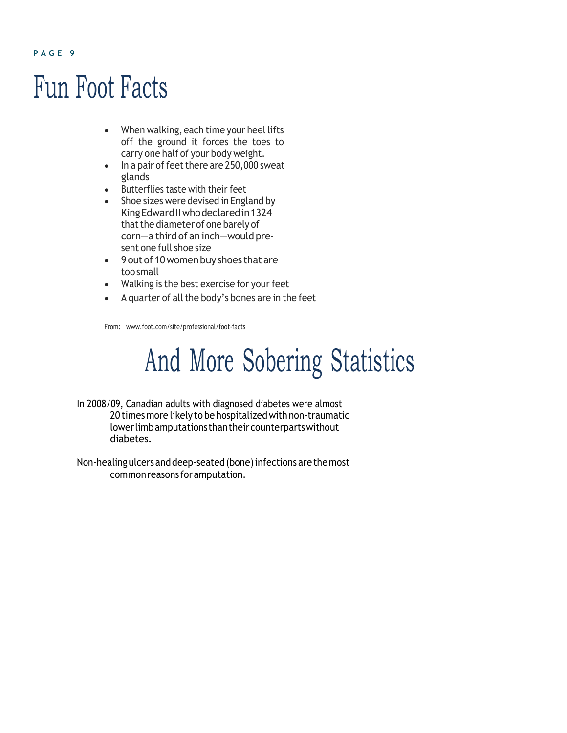# Fun Foot Facts

- When walking, each time your heel lifts off the ground it forces the toes to carry one half of your body weight.
- In a pair of feet there are 250,000 sweat glands
- Butterflies taste with their feet
- Shoe sizes were devised in England by King Edward II who declared in 1324 that the diameter of one barely of corn—a third of an inch—would present one full shoe size
- 9 out of 10 women buy shoes that are too small
- Walking is the best exercise for your feet
- A quarter of all the body's bones are in the feet

From: www.foot.com/site/professional/foot-facts

# And More Sobering Statistics

In 2008/09, Canadian adults with diagnosed diabetes were almost 20 times more likely to be hospitalized with non-traumatic lower limb amputations than their counterparts without diabetes.

Non-healing ulcers and deep-seated (bone) infections are the most common reasons for amputation.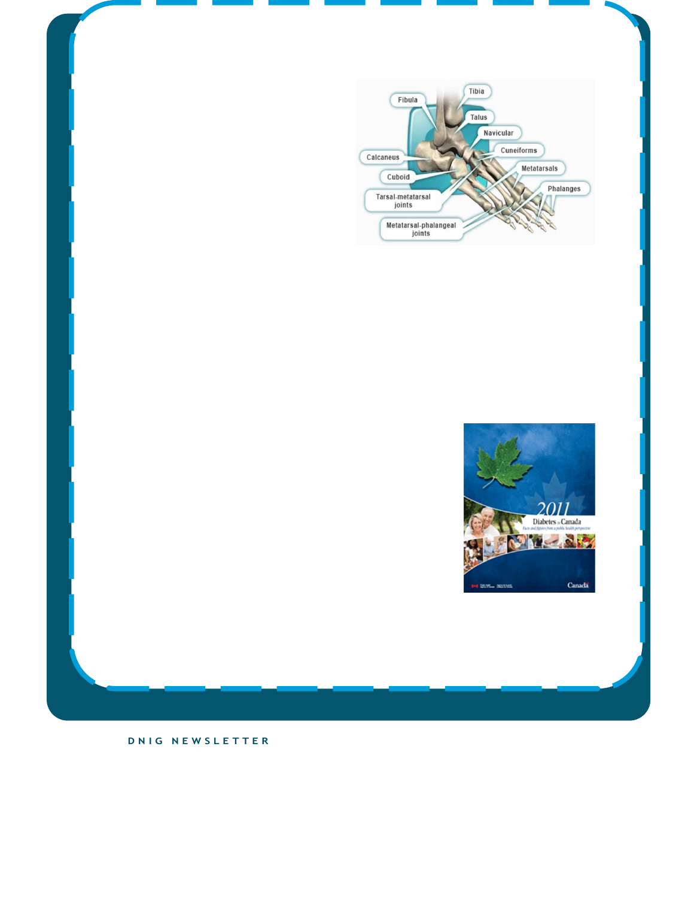Tibia
Fibula
Talus
Navicular
Cuneiforms
Calcaneus
Metatarsals
Cuboid
Phalanges
Tarsal-metatarsal joints
Metatarsal-phalangeal joints

2011
Diabetes in Canada
*Facts and figures from a public health perspective*

Canada